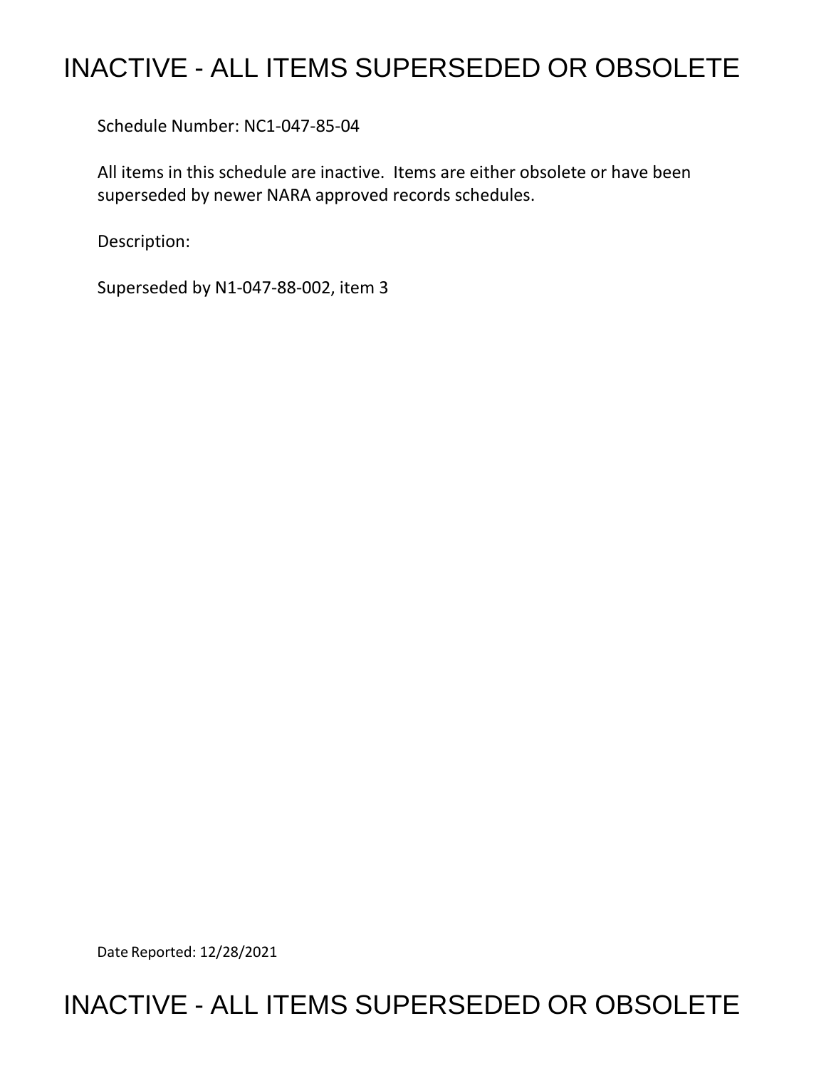# INACTIVE - ALL ITEMS SUPERSEDED OR OBSOLETE

Schedule Number: NC1-047-85-04

All items in this schedule are inactive. Items are either obsolete or have been superseded by newer NARA approved records schedules.

Description:

Superseded by N1-047-88-002, item 3

Date Reported: 12/28/2021

# INACTIVE - ALL ITEMS SUPERSEDED OR OBSOLETE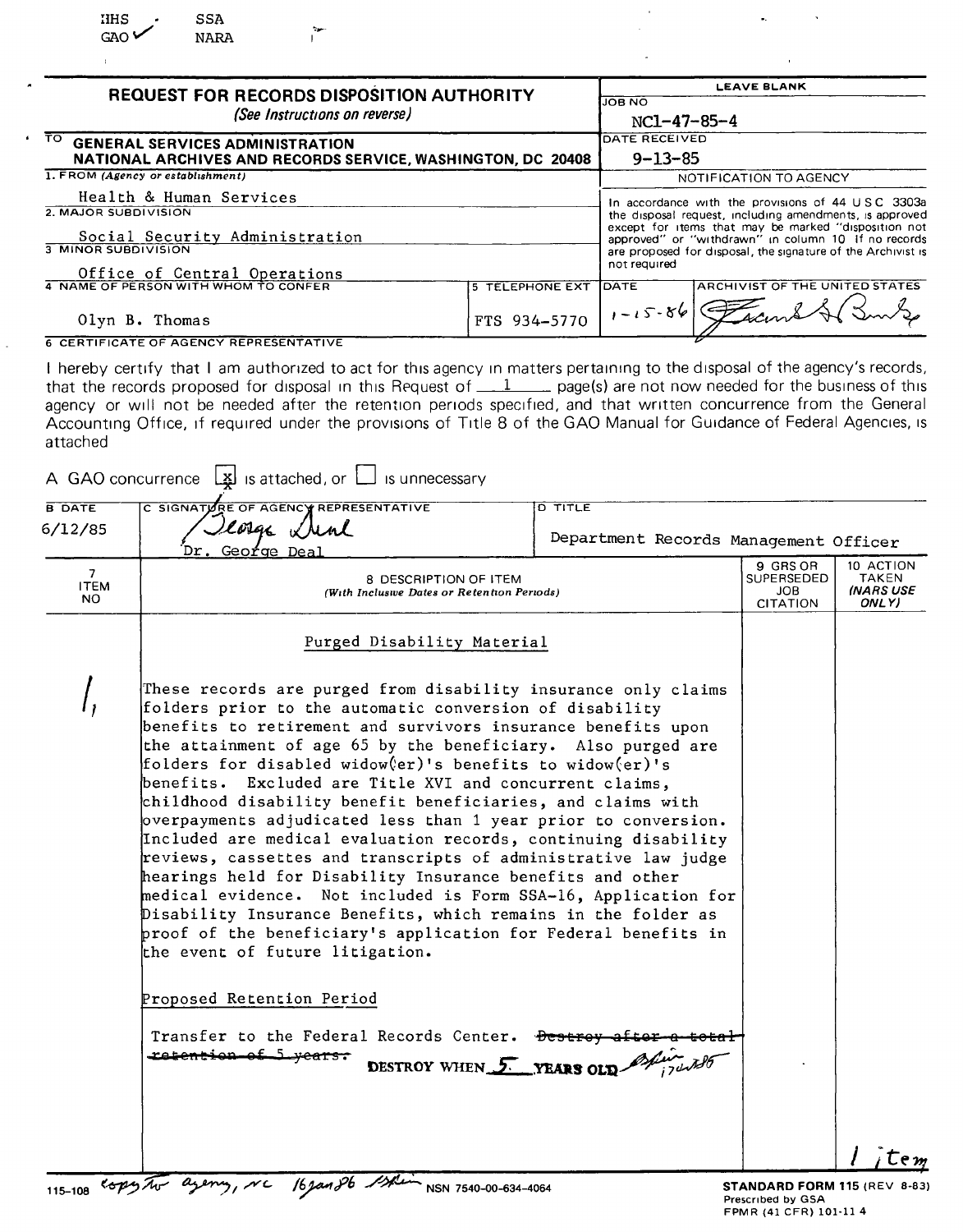HHS SSA
GAO ✓ NARA

## REQUEST FOR RECORDS DISPOSITION AUTHORITY

*(See Instructions on reverse)*

| | |
|---|---|
| TO **GENERAL SERVICES ADMINISTRATION NATIONAL ARCHIVES AND RECORDS SERVICE, WASHINGTON, DC 20408** | LEAVE BLANK<br>JOB NO NC1-47-85-4<br>DATE RECEIVED 9-13-85 |
| 1. FROM *(Agency or establishment)* Health & Human Services | NOTIFICATION TO AGENCY |
| 2. MAJOR SUBDIVISION Social Security Administration | In accordance with the provisions of 44 USC 3303a the disposal request, including amendments, is approved except for items that may be marked "disposition not approved" or "withdrawn" in column 10 If no records are proposed for disposal, the signature of the Archivist is not required |
| 3 MINOR SUBDIVISION Office of Central Operations | |
| 4 NAME OF PERSON WITH WHOM TO CONFER: Olyn B. Thomas — 5 TELEPHONE EXT: FTS 934-5770 | DATE: 1-15-86 — ARCHIVIST OF THE UNITED STATES: Frank G. Burke |

**6 CERTIFICATE OF AGENCY REPRESENTATIVE**

I hereby certify that I am authorized to act for this agency in matters pertaining to the disposal of the agency's records, that the records proposed for disposal in this Request of 1 page(s) are not now needed for the business of this agency or will not be needed after the retention periods specified, and that written concurrence from the General Accounting Office, if required under the provisions of Title 8 of the GAO Manual for Guidance of Federal Agencies, is attached

A GAO concurrence [x] is attached, or [ ] is unnecessary

| B DATE | C SIGNATURE OF AGENCY REPRESENTATIVE | D TITLE |
|---|---|---|
| 6/12/85 | George Deal<br>Dr. George Deal | Department Records Management Officer |

| 7 ITEM NO | 8 DESCRIPTION OF ITEM *(With Inclusive Dates or Retention Periods)* | 9 GRS OR SUPERSEDED JOB CITATION | 10 ACTION TAKEN *(NARS USE ONLY)* |
|---|---|---|---|
| 1 | Purged Disability Material<br><br>These records are purged from disability insurance only claims folders prior to the automatic conversion of disability benefits to retirement and survivors insurance benefits upon the attainment of age 65 by the beneficiary. Also purged are folders for disabled widow(er)'s benefits to widow(er)'s benefits. Excluded are Title XVI and concurrent claims, childhood disability benefit beneficiaries, and claims with overpayments adjudicated less than 1 year prior to conversion. Included are medical evaluation records, continuing disability reviews, cassettes and transcripts of administrative law judge hearings held for Disability Insurance benefits and other medical evidence. Not included is Form SSA-16, Application for Disability Insurance Benefits, which remains in the folder as proof of the beneficiary's application for Federal benefits in the event of future litigation.<br><br>Proposed Retention Period<br><br>Transfer to the Federal Records Center. ~~Destroy after a total retention of 5 years.~~ DESTROY WHEN 5 YEARS OLD (initialed 17 Oct 85) | | 1 item |

115-108 copy to agency, NC 16 Jan 86 NSN 7540-00-634-4064

**STANDARD FORM 115** (REV 8-83)
Prescribed by GSA
FPMR (41 CFR) 101-11 4